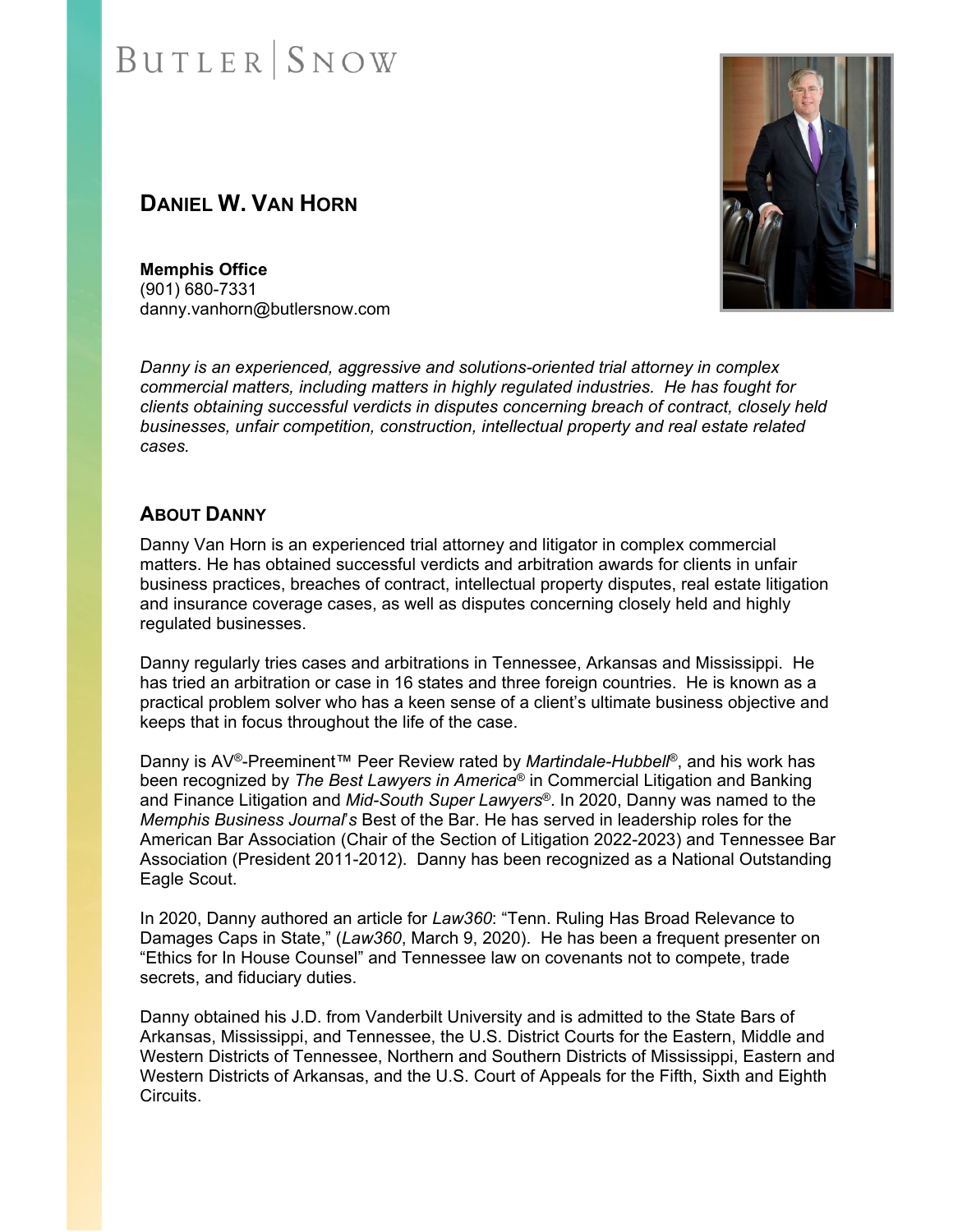BUTLER | SNOW

# DANIEL W. VAN HORN

**Memphis Office**
(901) 680-7331
danny.vanhorn@butlersnow.com

*Danny is an experienced, aggressive and solutions-oriented trial attorney in complex commercial matters, including matters in highly regulated industries. He has fought for clients obtaining successful verdicts in disputes concerning breach of contract, closely held businesses, unfair competition, construction, intellectual property and real estate related cases.*

## ABOUT DANNY

Danny Van Horn is an experienced trial attorney and litigator in complex commercial matters. He has obtained successful verdicts and arbitration awards for clients in unfair business practices, breaches of contract, intellectual property disputes, real estate litigation and insurance coverage cases, as well as disputes concerning closely held and highly regulated businesses.

Danny regularly tries cases and arbitrations in Tennessee, Arkansas and Mississippi. He has tried an arbitration or case in 16 states and three foreign countries. He is known as a practical problem solver who has a keen sense of a client's ultimate business objective and keeps that in focus throughout the life of the case.

Danny is AV®-Preeminent™ Peer Review rated by *Martindale-Hubbell®*, and his work has been recognized by *The Best Lawyers in America®* in Commercial Litigation and Banking and Finance Litigation and *Mid-South Super Lawyers®*. In 2020, Danny was named to the *Memphis Business Journal's* Best of the Bar. He has served in leadership roles for the American Bar Association (Chair of the Section of Litigation 2022-2023) and Tennessee Bar Association (President 2011-2012). Danny has been recognized as a National Outstanding Eagle Scout.

In 2020, Danny authored an article for *Law360*: "Tenn. Ruling Has Broad Relevance to Damages Caps in State," (*Law360*, March 9, 2020). He has been a frequent presenter on "Ethics for In House Counsel" and Tennessee law on covenants not to compete, trade secrets, and fiduciary duties.

Danny obtained his J.D. from Vanderbilt University and is admitted to the State Bars of Arkansas, Mississippi, and Tennessee, the U.S. District Courts for the Eastern, Middle and Western Districts of Tennessee, Northern and Southern Districts of Mississippi, Eastern and Western Districts of Arkansas, and the U.S. Court of Appeals for the Fifth, Sixth and Eighth Circuits.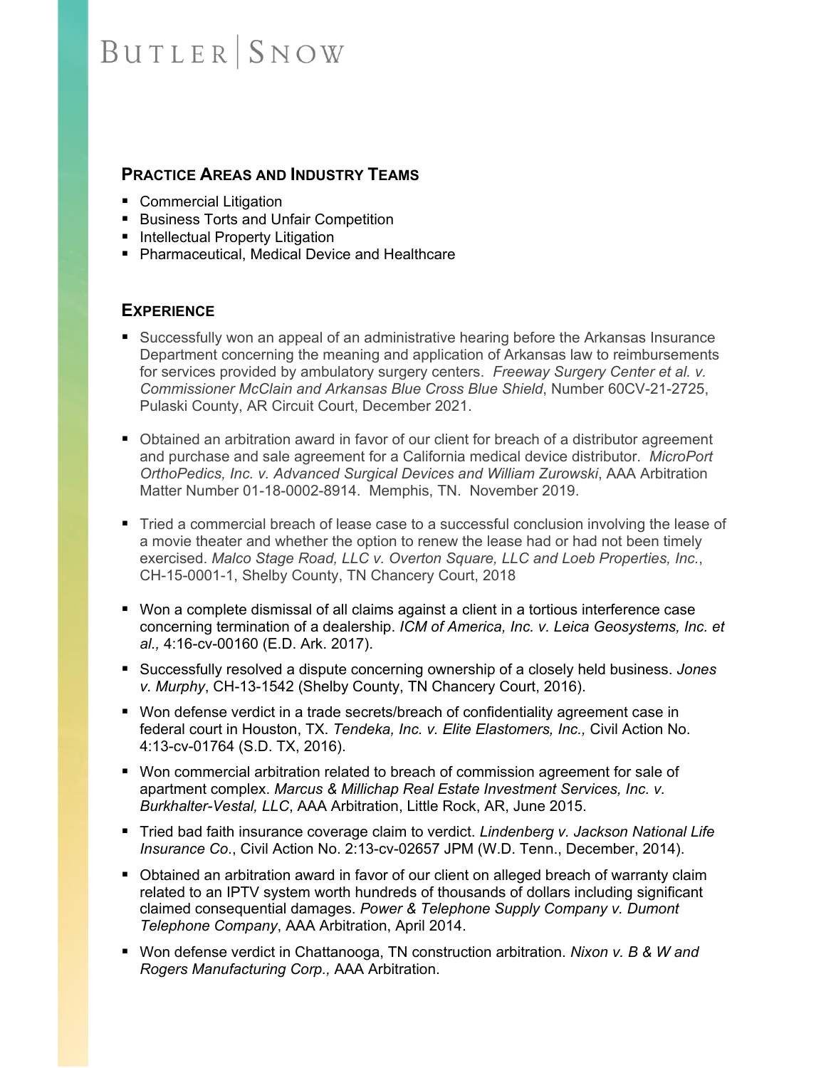## PRACTICE AREAS AND INDUSTRY TEAMS

- Commercial Litigation
- Business Torts and Unfair Competition
- Intellectual Property Litigation
- Pharmaceutical, Medical Device and Healthcare

## EXPERIENCE

- Successfully won an appeal of an administrative hearing before the Arkansas Insurance Department concerning the meaning and application of Arkansas law to reimbursements for services provided by ambulatory surgery centers. *Freeway Surgery Center et al. v. Commissioner McClain and Arkansas Blue Cross Blue Shield*, Number 60CV-21-2725, Pulaski County, AR Circuit Court, December 2021.

- Obtained an arbitration award in favor of our client for breach of a distributor agreement and purchase and sale agreement for a California medical device distributor. *MicroPort OrthoPedics, Inc. v. Advanced Surgical Devices and William Zurowski*, AAA Arbitration Matter Number 01-18-0002-8914. Memphis, TN. November 2019.

- Tried a commercial breach of lease case to a successful conclusion involving the lease of a movie theater and whether the option to renew the lease had or had not been timely exercised. *Malco Stage Road, LLC v. Overton Square, LLC and Loeb Properties, Inc.*, CH-15-0001-1, Shelby County, TN Chancery Court, 2018

- Won a complete dismissal of all claims against a client in a tortious interference case concerning termination of a dealership. *ICM of America, Inc. v. Leica Geosystems, Inc. et al.,* 4:16-cv-00160 (E.D. Ark. 2017).

- Successfully resolved a dispute concerning ownership of a closely held business. *Jones v. Murphy*, CH-13-1542 (Shelby County, TN Chancery Court, 2016).

- Won defense verdict in a trade secrets/breach of confidentiality agreement case in federal court in Houston, TX. *Tendeka, Inc. v. Elite Elastomers, Inc.,* Civil Action No. 4:13-cv-01764 (S.D. TX, 2016).

- Won commercial arbitration related to breach of commission agreement for sale of apartment complex. *Marcus & Millichap Real Estate Investment Services, Inc. v. Burkhalter-Vestal, LLC*, AAA Arbitration, Little Rock, AR, June 2015.

- Tried bad faith insurance coverage claim to verdict. *Lindenberg v. Jackson National Life Insurance Co*., Civil Action No. 2:13-cv-02657 JPM (W.D. Tenn., December, 2014).

- Obtained an arbitration award in favor of our client on alleged breach of warranty claim related to an IPTV system worth hundreds of thousands of dollars including significant claimed consequential damages. *Power & Telephone Supply Company v. Dumont Telephone Company*, AAA Arbitration, April 2014.

- Won defense verdict in Chattanooga, TN construction arbitration. *Nixon v. B & W and Rogers Manufacturing Corp.,* AAA Arbitration.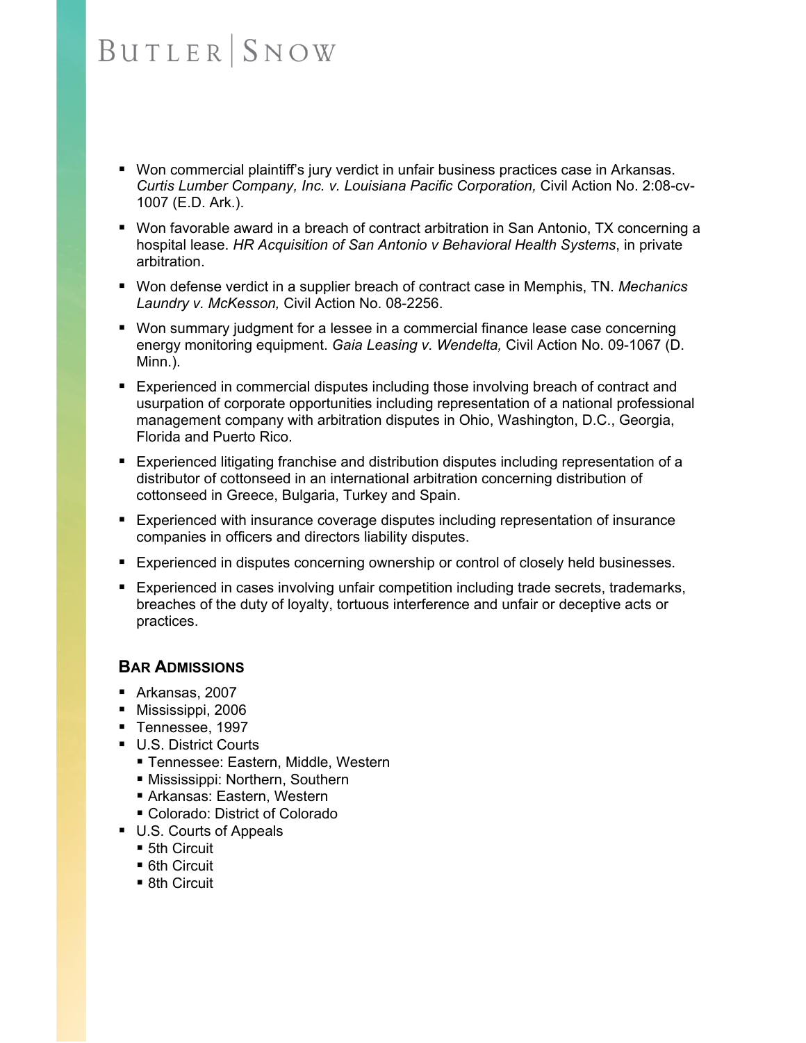- Won commercial plaintiff's jury verdict in unfair business practices case in Arkansas. *Curtis Lumber Company, Inc. v. Louisiana Pacific Corporation,* Civil Action No. 2:08-cv-1007 (E.D. Ark.).
- Won favorable award in a breach of contract arbitration in San Antonio, TX concerning a hospital lease. *HR Acquisition of San Antonio v Behavioral Health Systems*, in private arbitration.
- Won defense verdict in a supplier breach of contract case in Memphis, TN. *Mechanics Laundry v. McKesson,* Civil Action No. 08-2256.
- Won summary judgment for a lessee in a commercial finance lease case concerning energy monitoring equipment. *Gaia Leasing v. Wendelta,* Civil Action No. 09-1067 (D. Minn.).
- Experienced in commercial disputes including those involving breach of contract and usurpation of corporate opportunities including representation of a national professional management company with arbitration disputes in Ohio, Washington, D.C., Georgia, Florida and Puerto Rico.
- Experienced litigating franchise and distribution disputes including representation of a distributor of cottonseed in an international arbitration concerning distribution of cottonseed in Greece, Bulgaria, Turkey and Spain.
- Experienced with insurance coverage disputes including representation of insurance companies in officers and directors liability disputes.
- Experienced in disputes concerning ownership or control of closely held businesses.
- Experienced in cases involving unfair competition including trade secrets, trademarks, breaches of the duty of loyalty, tortuous interference and unfair or deceptive acts or practices.

## Bar Admissions

- Arkansas, 2007
- Mississippi, 2006
- Tennessee, 1997
- U.S. District Courts
  - Tennessee: Eastern, Middle, Western
  - Mississippi: Northern, Southern
  - Arkansas: Eastern, Western
  - Colorado: District of Colorado
- U.S. Courts of Appeals
  - 5th Circuit
  - 6th Circuit
  - 8th Circuit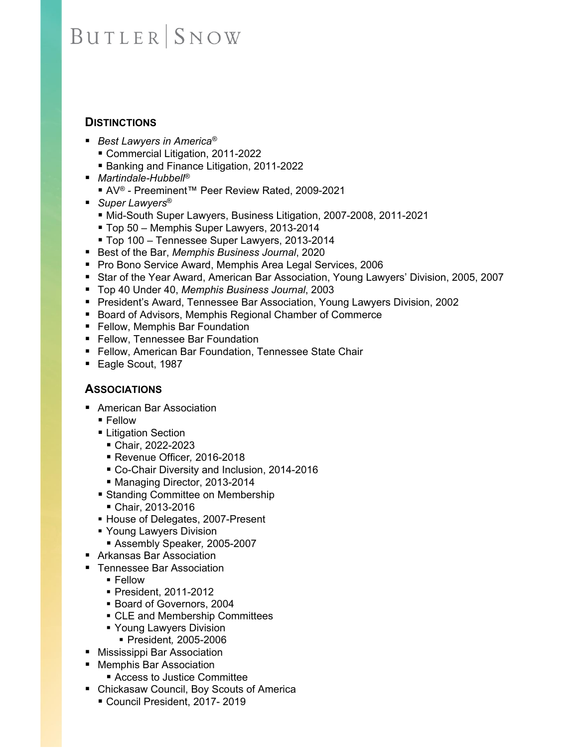## DISTINCTIONS

- *Best Lawyers in America®*
  - Commercial Litigation, 2011-2022
  - Banking and Finance Litigation, 2011-2022
- *Martindale-Hubbell®*
  - AV® - Preeminent™ Peer Review Rated, 2009-2021
- *Super Lawyers®*
  - Mid-South Super Lawyers, Business Litigation, 2007-2008, 2011-2021
  - Top 50 – Memphis Super Lawyers, 2013-2014
  - Top 100 – Tennessee Super Lawyers, 2013-2014
- Best of the Bar, *Memphis Business Journal*, 2020
- Pro Bono Service Award, Memphis Area Legal Services, 2006
- Star of the Year Award, American Bar Association, Young Lawyers' Division, 2005, 2007
- Top 40 Under 40, *Memphis Business Journal*, 2003
- President's Award, Tennessee Bar Association, Young Lawyers Division, 2002
- Board of Advisors, Memphis Regional Chamber of Commerce
- Fellow, Memphis Bar Foundation
- Fellow, Tennessee Bar Foundation
- Fellow, American Bar Foundation, Tennessee State Chair
- Eagle Scout, 1987

## ASSOCIATIONS

- American Bar Association
  - Fellow
  - Litigation Section
    - Chair, 2022-2023
    - Revenue Officer, 2016-2018
    - Co-Chair Diversity and Inclusion, 2014-2016
    - Managing Director, 2013-2014
  - Standing Committee on Membership
    - Chair, 2013-2016
  - House of Delegates, 2007-Present
  - Young Lawyers Division
    - Assembly Speaker, 2005-2007
- Arkansas Bar Association
- Tennessee Bar Association
  - Fellow
  - President, 2011-2012
  - Board of Governors, 2004
  - CLE and Membership Committees
  - Young Lawyers Division
    - President, 2005-2006
- Mississippi Bar Association
- Memphis Bar Association
  - Access to Justice Committee
- Chickasaw Council, Boy Scouts of America
  - Council President, 2017- 2019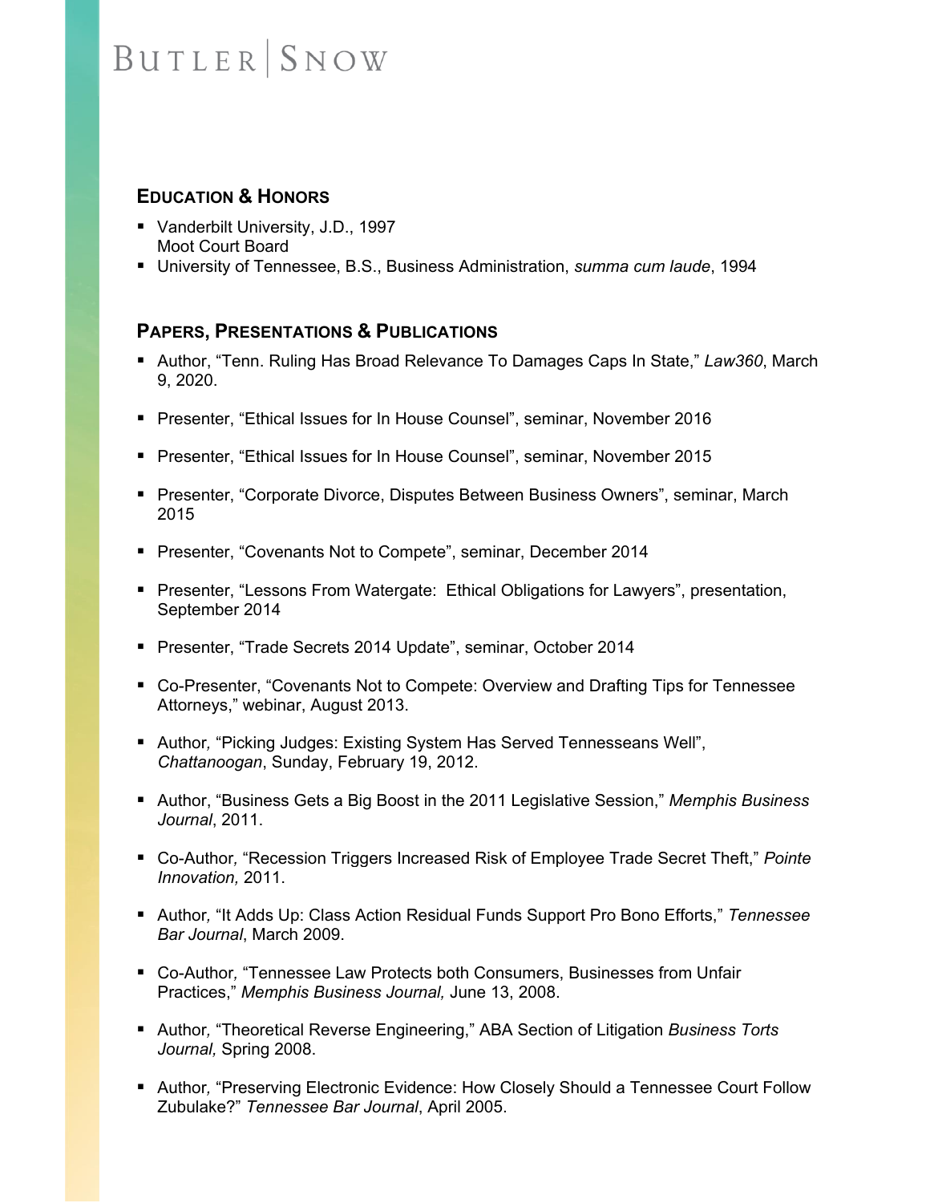## EDUCATION & HONORS

- Vanderbilt University, J.D., 1997
  Moot Court Board
- University of Tennessee, B.S., Business Administration, *summa cum laude*, 1994

## PAPERS, PRESENTATIONS & PUBLICATIONS

- Author, "Tenn. Ruling Has Broad Relevance To Damages Caps In State," *Law360*, March 9, 2020.
- Presenter, "Ethical Issues for In House Counsel", seminar, November 2016
- Presenter, "Ethical Issues for In House Counsel", seminar, November 2015
- Presenter, "Corporate Divorce, Disputes Between Business Owners", seminar, March 2015
- Presenter, "Covenants Not to Compete", seminar, December 2014
- Presenter, "Lessons From Watergate: Ethical Obligations for Lawyers", presentation, September 2014
- Presenter, "Trade Secrets 2014 Update", seminar, October 2014
- Co-Presenter, "Covenants Not to Compete: Overview and Drafting Tips for Tennessee Attorneys," webinar, August 2013.
- Author, "Picking Judges: Existing System Has Served Tennesseans Well", *Chattanoogan*, Sunday, February 19, 2012.
- Author, "Business Gets a Big Boost in the 2011 Legislative Session," *Memphis Business Journal*, 2011.
- Co-Author, "Recession Triggers Increased Risk of Employee Trade Secret Theft," *Pointe Innovation,* 2011.
- Author, "It Adds Up: Class Action Residual Funds Support Pro Bono Efforts," *Tennessee Bar Journal*, March 2009.
- Co-Author, "Tennessee Law Protects both Consumers, Businesses from Unfair Practices," *Memphis Business Journal,* June 13, 2008.
- Author, "Theoretical Reverse Engineering," ABA Section of Litigation *Business Torts Journal,* Spring 2008.
- Author, "Preserving Electronic Evidence: How Closely Should a Tennessee Court Follow Zubulake?" *Tennessee Bar Journal*, April 2005.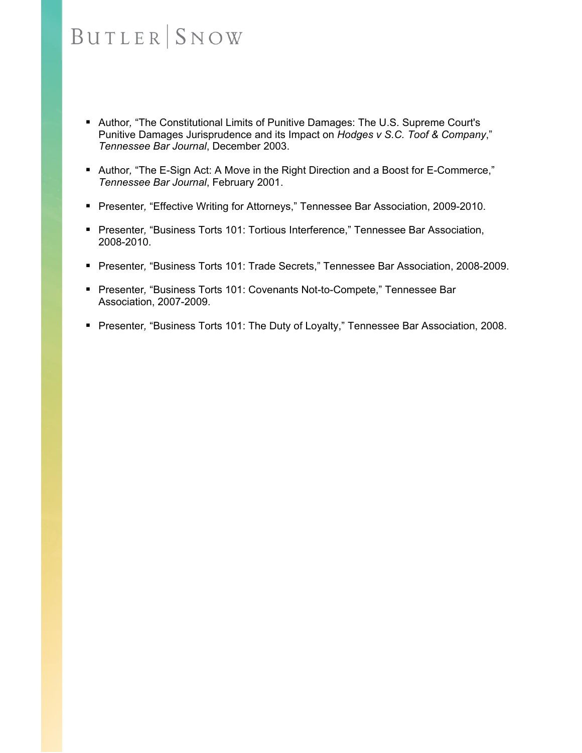- Author, "The Constitutional Limits of Punitive Damages: The U.S. Supreme Court's Punitive Damages Jurisprudence and its Impact on *Hodges v S.C. Toof & Company*," *Tennessee Bar Journal*, December 2003.

- Author, "The E-Sign Act: A Move in the Right Direction and a Boost for E-Commerce," *Tennessee Bar Journal*, February 2001.

- Presenter, "Effective Writing for Attorneys," Tennessee Bar Association, 2009-2010.

- Presenter, "Business Torts 101: Tortious Interference," Tennessee Bar Association, 2008-2010.

- Presenter, "Business Torts 101: Trade Secrets," Tennessee Bar Association, 2008-2009.

- Presenter, "Business Torts 101: Covenants Not-to-Compete," Tennessee Bar Association, 2007-2009.

- Presenter, "Business Torts 101: The Duty of Loyalty," Tennessee Bar Association, 2008.